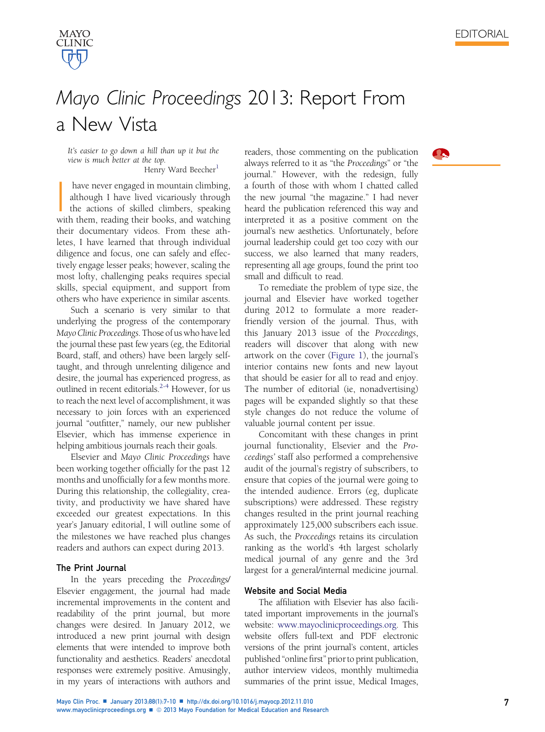EDITORIAL

# *Mayo Clinic Proceedings* 2013: Report From a New Vista

*It's easier to go down a hill than up it but the view is much better at the top.*

Henry Ward Beecher[1]

I have never engaged in mountain climbing, although I have lived vicariously through the actions of skilled climbers, speaking with them, reading their books, and watching their documentary videos. From these athletes, I have learned that through individual diligence and focus, one can safely and effectively engage lesser peaks; however, scaling the most lofty, challenging peaks requires special skills, special equipment, and support from others who have experience in similar ascents.

Such a scenario is very similar to that underlying the progress of the contemporary *Mayo Clinic Proceedings*. Those of us who have led the journal these past few years (eg, the Editorial Board, staff, and others) have been largely self-taught, and through unrelenting diligence and desire, the journal has experienced progress, as outlined in recent editorials.[2-4] However, for us to reach the next level of accomplishment, it was necessary to join forces with an experienced journal "outfitter," namely, our new publisher Elsevier, which has immense experience in helping ambitious journals reach their goals.

Elsevier and *Mayo Clinic Proceedings* have been working together officially for the past 12 months and unofficially for a few months more. During this relationship, the collegiality, creativity, and productivity we have shared have exceeded our greatest expectations. In this year's January editorial, I will outline some of the milestones we have reached plus changes readers and authors can expect during 2013.

## The Print Journal

In the years preceding the *Proceedings*/Elsevier engagement, the journal had made incremental improvements in the content and readability of the print journal, but more changes were desired. In January 2012, we introduced a new print journal with design elements that were intended to improve both functionality and aesthetics. Readers' anecdotal responses were extremely positive. Amusingly, in my years of interactions with authors and readers, those commenting on the publication always referred to it as "the *Proceedings*" or "the journal." However, with the redesign, fully a fourth of those with whom I chatted called the new journal "the magazine." I had never heard the publication referenced this way and interpreted it as a positive comment on the journal's new aesthetics. Unfortunately, before journal leadership could get too cozy with our success, we also learned that many readers, representing all age groups, found the print too small and difficult to read.

To remediate the problem of type size, the journal and Elsevier have worked together during 2012 to formulate a more reader-friendly version of the journal. Thus, with this January 2013 issue of the *Proceedings*, readers will discover that along with new artwork on the cover (Figure 1), the journal's interior contains new fonts and new layout that should be easier for all to read and enjoy. The number of editorial (ie, nonadvertising) pages will be expanded slightly so that these style changes do not reduce the volume of valuable journal content per issue.

Concomitant with these changes in print journal functionality, Elsevier and the *Proceedings'* staff also performed a comprehensive audit of the journal's registry of subscribers, to ensure that copies of the journal were going to the intended audience. Errors (eg, duplicate subscriptions) were addressed. These registry changes resulted in the print journal reaching approximately 125,000 subscribers each issue. As such, the *Proceedings* retains its circulation ranking as the world's 4th largest scholarly medical journal of any genre and the 3rd largest for a general/internal medicine journal.

## Website and Social Media

The affiliation with Elsevier has also facilitated important improvements in the journal's website: www.mayoclinicproceedings.org. This website offers full-text and PDF electronic versions of the print journal's content, articles published "online first" prior to print publication, author interview videos, monthly multimedia summaries of the print issue, Medical Images,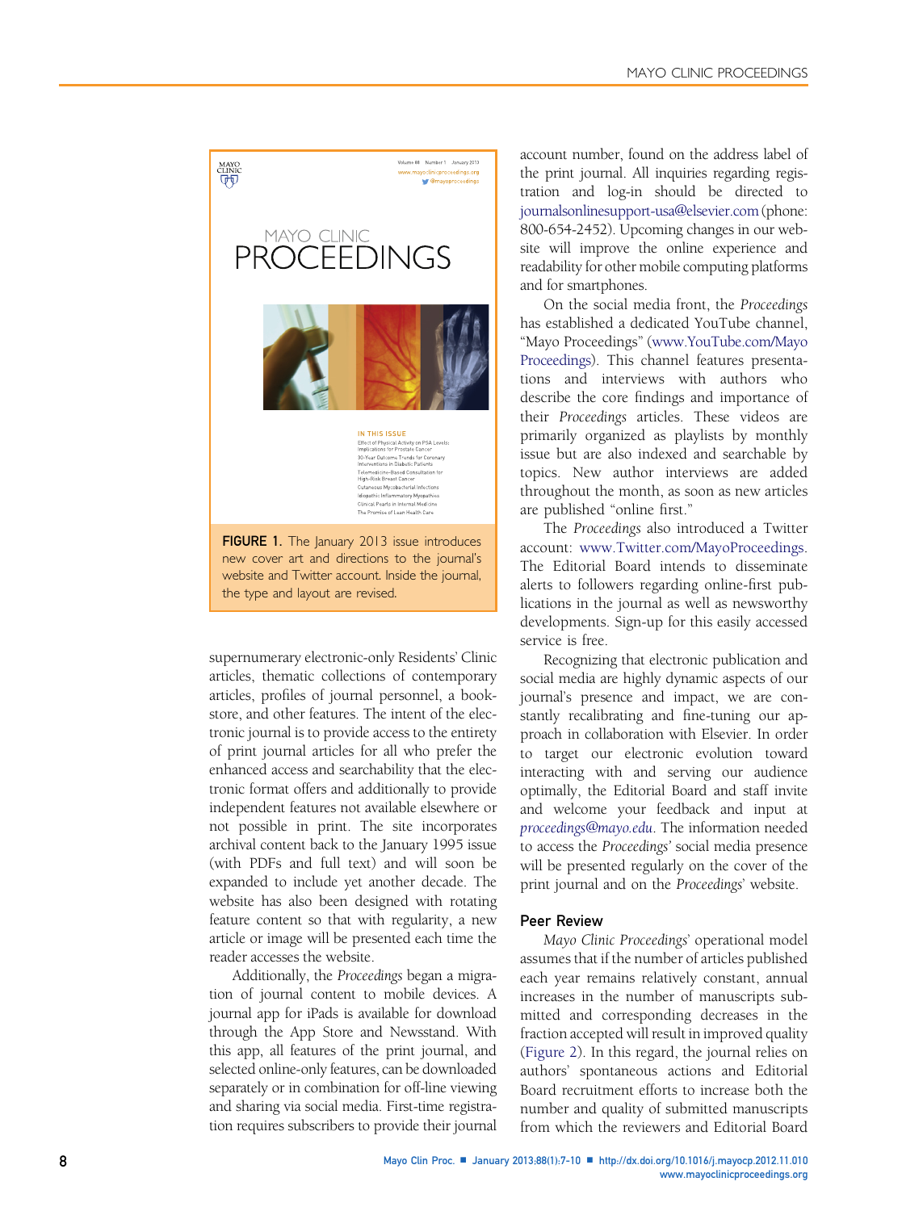FIGURE 1. The January 2013 issue introduces new cover art and directions to the journal's website and Twitter account. Inside the journal, the type and layout are revised.

supernumerary electronic-only Residents' Clinic articles, thematic collections of contemporary articles, profiles of journal personnel, a bookstore, and other features. The intent of the electronic journal is to provide access to the entirety of print journal articles for all who prefer the enhanced access and searchability that the electronic format offers and additionally to provide independent features not available elsewhere or not possible in print. The site incorporates archival content back to the January 1995 issue (with PDFs and full text) and will soon be expanded to include yet another decade. The website has also been designed with rotating feature content so that with regularity, a new article or image will be presented each time the reader accesses the website.

Additionally, the *Proceedings* began a migration of journal content to mobile devices. A journal app for iPads is available for download through the App Store and Newsstand. With this app, all features of the print journal, and selected online-only features, can be downloaded separately or in combination for off-line viewing and sharing via social media. First-time registration requires subscribers to provide their journal account number, found on the address label of the print journal. All inquiries regarding registration and log-in should be directed to journalsonlinesupport-usa@elsevier.com (phone: 800-654-2452). Upcoming changes in our website will improve the online experience and readability for other mobile computing platforms and for smartphones.

On the social media front, the *Proceedings* has established a dedicated YouTube channel, "Mayo Proceedings" (www.YouTube.com/MayoProceedings). This channel features presentations and interviews with authors who describe the core findings and importance of their *Proceedings* articles. These videos are primarily organized as playlists by monthly issue but are also indexed and searchable by topics. New author interviews are added throughout the month, as soon as new articles are published "online first."

The *Proceedings* also introduced a Twitter account: www.Twitter.com/MayoProceedings. The Editorial Board intends to disseminate alerts to followers regarding online-first publications in the journal as well as newsworthy developments. Sign-up for this easily accessed service is free.

Recognizing that electronic publication and social media are highly dynamic aspects of our journal's presence and impact, we are constantly recalibrating and fine-tuning our approach in collaboration with Elsevier. In order to target our electronic evolution toward interacting with and serving our audience optimally, the Editorial Board and staff invite and welcome your feedback and input at *proceedings@mayo.edu*. The information needed to access the *Proceedings*' social media presence will be presented regularly on the cover of the print journal and on the *Proceedings*' website.

## Peer Review

*Mayo Clinic Proceedings*' operational model assumes that if the number of articles published each year remains relatively constant, annual increases in the number of manuscripts submitted and corresponding decreases in the fraction accepted will result in improved quality (Figure 2). In this regard, the journal relies on authors' spontaneous actions and Editorial Board recruitment efforts to increase both the number and quality of submitted manuscripts from which the reviewers and Editorial Board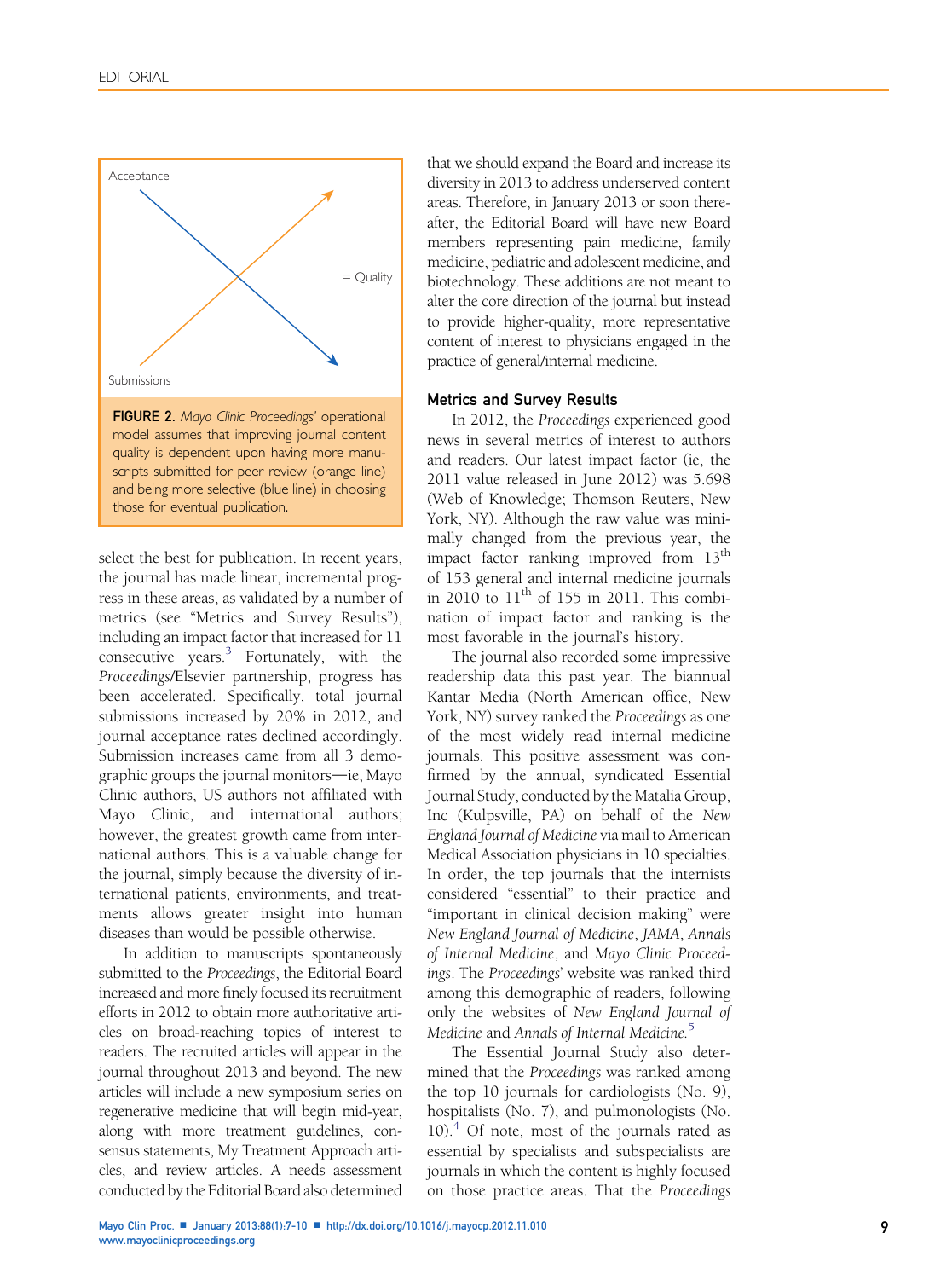Acceptance

= Quality

Submissions

**FIGURE 2.** *Mayo Clinic Proceedings*' operational model assumes that improving journal content quality is dependent upon having more manuscripts submitted for peer review (orange line) and being more selective (blue line) in choosing those for eventual publication.

select the best for publication. In recent years, the journal has made linear, incremental progress in these areas, as validated by a number of metrics (see "Metrics and Survey Results"), including an impact factor that increased for 11 consecutive years.[3] Fortunately, with the *Proceedings*/Elsevier partnership, progress has been accelerated. Specifically, total journal submissions increased by 20% in 2012, and journal acceptance rates declined accordingly. Submission increases came from all 3 demographic groups the journal monitors—ie, Mayo Clinic authors, US authors not affiliated with Mayo Clinic, and international authors; however, the greatest growth came from international authors. This is a valuable change for the journal, simply because the diversity of international patients, environments, and treatments allows greater insight into human diseases than would be possible otherwise.

In addition to manuscripts spontaneously submitted to the *Proceedings*, the Editorial Board increased and more finely focused its recruitment efforts in 2012 to obtain more authoritative articles on broad-reaching topics of interest to readers. The recruited articles will appear in the journal throughout 2013 and beyond. The new articles will include a new symposium series on regenerative medicine that will begin mid-year, along with more treatment guidelines, consensus statements, My Treatment Approach articles, and review articles. A needs assessment conducted by the Editorial Board also determined that we should expand the Board and increase its diversity in 2013 to address underserved content areas. Therefore, in January 2013 or soon thereafter, the Editorial Board will have new Board members representing pain medicine, family medicine, pediatric and adolescent medicine, and biotechnology. These additions are not meant to alter the core direction of the journal but instead to provide higher-quality, more representative content of interest to physicians engaged in the practice of general/internal medicine.

### Metrics and Survey Results

In 2012, the *Proceedings* experienced good news in several metrics of interest to authors and readers. Our latest impact factor (ie, the 2011 value released in June 2012) was 5.698 (Web of Knowledge; Thomson Reuters, New York, NY). Although the raw value was minimally changed from the previous year, the impact factor ranking improved from 13th of 153 general and internal medicine journals in 2010 to 11th of 155 in 2011. This combination of impact factor and ranking is the most favorable in the journal's history.

The journal also recorded some impressive readership data this past year. The biannual Kantar Media (North American office, New York, NY) survey ranked the *Proceedings* as one of the most widely read internal medicine journals. This positive assessment was confirmed by the annual, syndicated Essential Journal Study, conducted by the Matalia Group, Inc (Kulpsville, PA) on behalf of the *New England Journal of Medicine* via mail to American Medical Association physicians in 10 specialties. In order, the top journals that the internists considered "essential" to their practice and "important in clinical decision making" were *New England Journal of Medicine*, *JAMA*, *Annals of Internal Medicine*, and *Mayo Clinic Proceedings*. The *Proceedings*' website was ranked third among this demographic of readers, following only the websites of *New England Journal of Medicine* and *Annals of Internal Medicine*.[5]

The Essential Journal Study also determined that the *Proceedings* was ranked among the top 10 journals for cardiologists (No. 9), hospitalists (No. 7), and pulmonologists (No. 10).[4] Of note, most of the journals rated as essential by specialists and subspecialists are journals in which the content is highly focused on those practice areas. That the *Proceedings*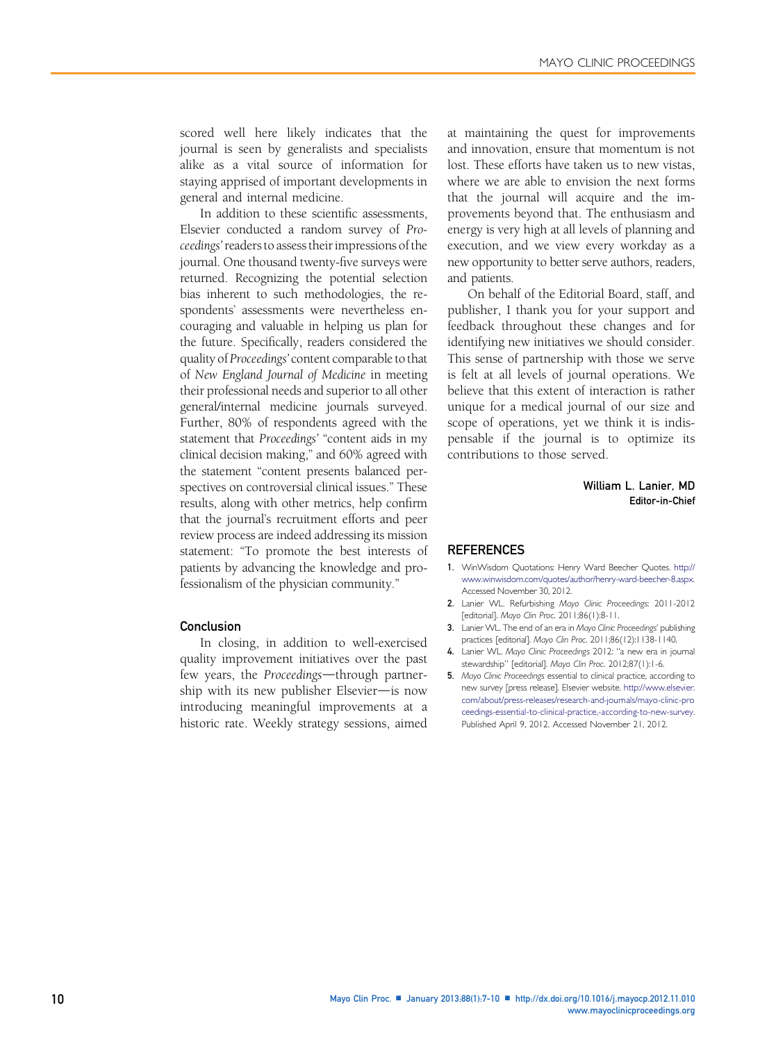scored well here likely indicates that the journal is seen by generalists and specialists alike as a vital source of information for staying apprised of important developments in general and internal medicine.

In addition to these scientific assessments, Elsevier conducted a random survey of *Proceedings'* readers to assess their impressions of the journal. One thousand twenty-five surveys were returned. Recognizing the potential selection bias inherent to such methodologies, the respondents' assessments were nevertheless encouraging and valuable in helping us plan for the future. Specifically, readers considered the quality of *Proceedings'* content comparable to that of *New England Journal of Medicine* in meeting their professional needs and superior to all other general/internal medicine journals surveyed. Further, 80% of respondents agreed with the statement that *Proceedings'* "content aids in my clinical decision making," and 60% agreed with the statement "content presents balanced perspectives on controversial clinical issues." These results, along with other metrics, help confirm that the journal's recruitment efforts and peer review process are indeed addressing its mission statement: "To promote the best interests of patients by advancing the knowledge and professionalism of the physician community."

## Conclusion

In closing, in addition to well-exercised quality improvement initiatives over the past few years, the *Proceedings*—through partnership with its new publisher Elsevier—is now introducing meaningful improvements at a historic rate. Weekly strategy sessions, aimed at maintaining the quest for improvements and innovation, ensure that momentum is not lost. These efforts have taken us to new vistas, where we are able to envision the next forms that the journal will acquire and the improvements beyond that. The enthusiasm and energy is very high at all levels of planning and execution, and we view every workday as a new opportunity to better serve authors, readers, and patients.

On behalf of the Editorial Board, staff, and publisher, I thank you for your support and feedback throughout these changes and for identifying new initiatives we should consider. This sense of partnership with those we serve is felt at all levels of journal operations. We believe that this extent of interaction is rather unique for a medical journal of our size and scope of operations, yet we think it is indispensable if the journal is to optimize its contributions to those served.

**William L. Lanier, MD**
**Editor-in-Chief**

## REFERENCES

1. WinWisdom Quotations: Henry Ward Beecher Quotes. http://www.winwisdom.com/quotes/author/henry-ward-beecher-8.aspx. Accessed November 30, 2012.
2. Lanier WL. Refurbishing *Mayo Clinic Proceedings*: 2011-2012 [editorial]. *Mayo Clin Proc*. 2011;86(1):8-11.
3. Lanier WL. The end of an era in *Mayo Clinic Proceedings*' publishing practices [editorial]. *Mayo Clin Proc*. 2011;86(12):1138-1140.
4. Lanier WL. *Mayo Clinic Proceedings* 2012: "a new era in journal stewardship" [editorial]. *Mayo Clin Proc*. 2012;87(1):1-6.
5. *Mayo Clinic Proceedings* essential to clinical practice, according to new survey [press release]. Elsevier website. http://www.elsevier.com/about/press-releases/research-and-journals/mayo-clinic-proceedings-essential-to-clinical-practice,-according-to-new-survey. Published April 9, 2012. Accessed November 21, 2012.